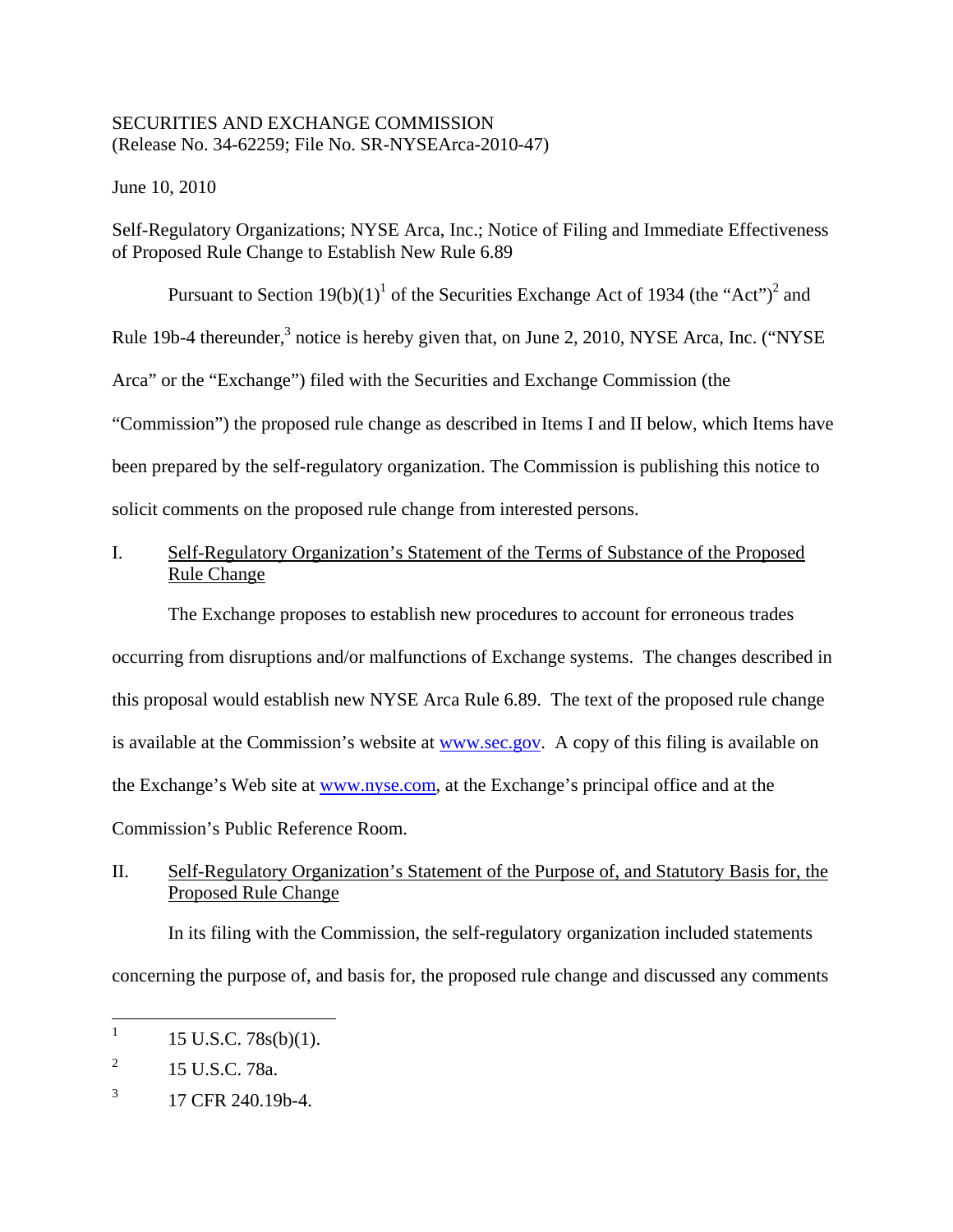SECURITIES AND EXCHANGE COMMISSION
(Release No. 34-62259; File No. SR-NYSEArca-2010-47)

June 10, 2010

Self-Regulatory Organizations; NYSE Arca, Inc.; Notice of Filing and Immediate Effectiveness of Proposed Rule Change to Establish New Rule 6.89

Pursuant to Section 19(b)(1)[1] of the Securities Exchange Act of 1934 (the "Act")[2] and Rule 19b-4 thereunder,[3] notice is hereby given that, on June 2, 2010, NYSE Arca, Inc. ("NYSE Arca" or the "Exchange") filed with the Securities and Exchange Commission (the "Commission") the proposed rule change as described in Items I and II below, which Items have been prepared by the self-regulatory organization. The Commission is publishing this notice to solicit comments on the proposed rule change from interested persons.

I. Self-Regulatory Organization's Statement of the Terms of Substance of the Proposed Rule Change

The Exchange proposes to establish new procedures to account for erroneous trades occurring from disruptions and/or malfunctions of Exchange systems. The changes described in this proposal would establish new NYSE Arca Rule 6.89. The text of the proposed rule change is available at the Commission's website at www.sec.gov. A copy of this filing is available on the Exchange's Web site at www.nyse.com, at the Exchange's principal office and at the Commission's Public Reference Room.

II. Self-Regulatory Organization's Statement of the Purpose of, and Statutory Basis for, the Proposed Rule Change

In its filing with the Commission, the self-regulatory organization included statements concerning the purpose of, and basis for, the proposed rule change and discussed any comments

---

[1] 15 U.S.C. 78s(b)(1).

[2] 15 U.S.C. 78a.

[3] 17 CFR 240.19b-4.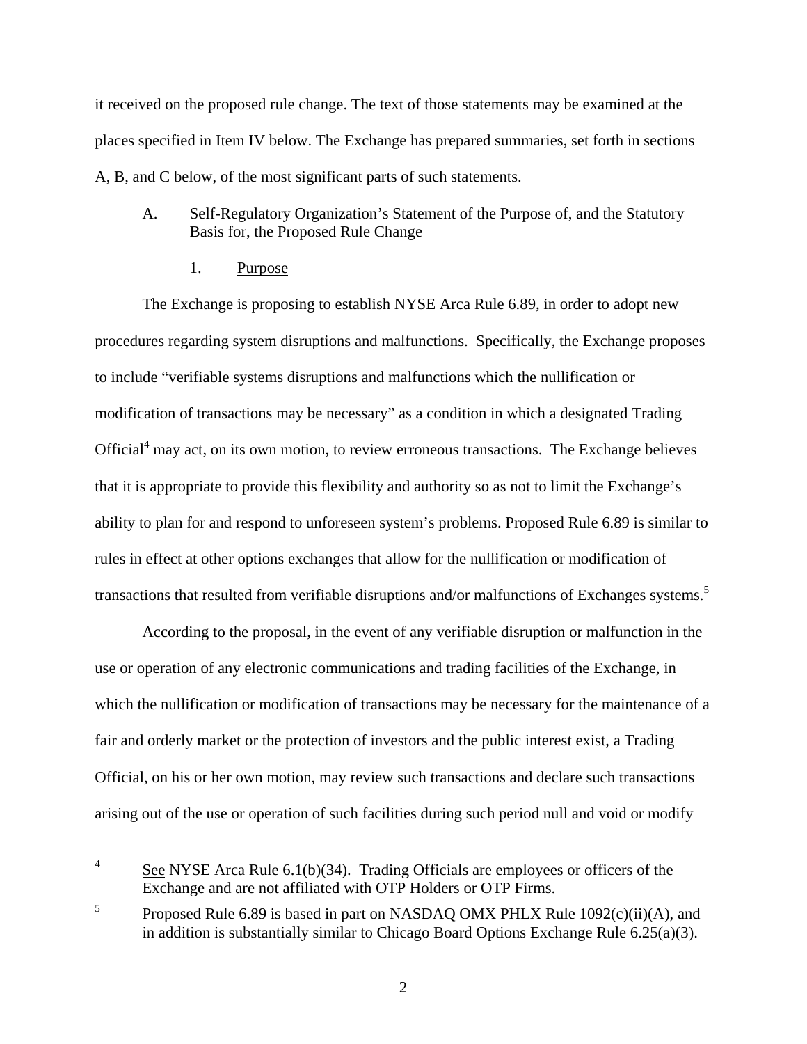it received on the proposed rule change. The text of those statements may be examined at the places specified in Item IV below. The Exchange has prepared summaries, set forth in sections A, B, and C below, of the most significant parts of such statements.

A. Self-Regulatory Organization's Statement of the Purpose of, and the Statutory Basis for, the Proposed Rule Change

1. Purpose

The Exchange is proposing to establish NYSE Arca Rule 6.89, in order to adopt new procedures regarding system disruptions and malfunctions. Specifically, the Exchange proposes to include "verifiable systems disruptions and malfunctions which the nullification or modification of transactions may be necessary" as a condition in which a designated Trading Official[4] may act, on its own motion, to review erroneous transactions. The Exchange believes that it is appropriate to provide this flexibility and authority so as not to limit the Exchange's ability to plan for and respond to unforeseen system's problems. Proposed Rule 6.89 is similar to rules in effect at other options exchanges that allow for the nullification or modification of transactions that resulted from verifiable disruptions and/or malfunctions of Exchanges systems.[5]

According to the proposal, in the event of any verifiable disruption or malfunction in the use or operation of any electronic communications and trading facilities of the Exchange, in which the nullification or modification of transactions may be necessary for the maintenance of a fair and orderly market or the protection of investors and the public interest exist, a Trading Official, on his or her own motion, may review such transactions and declare such transactions arising out of the use or operation of such facilities during such period null and void or modify

[4] See NYSE Arca Rule 6.1(b)(34). Trading Officials are employees or officers of the Exchange and are not affiliated with OTP Holders or OTP Firms.

[5] Proposed Rule 6.89 is based in part on NASDAQ OMX PHLX Rule 1092(c)(ii)(A), and in addition is substantially similar to Chicago Board Options Exchange Rule 6.25(a)(3).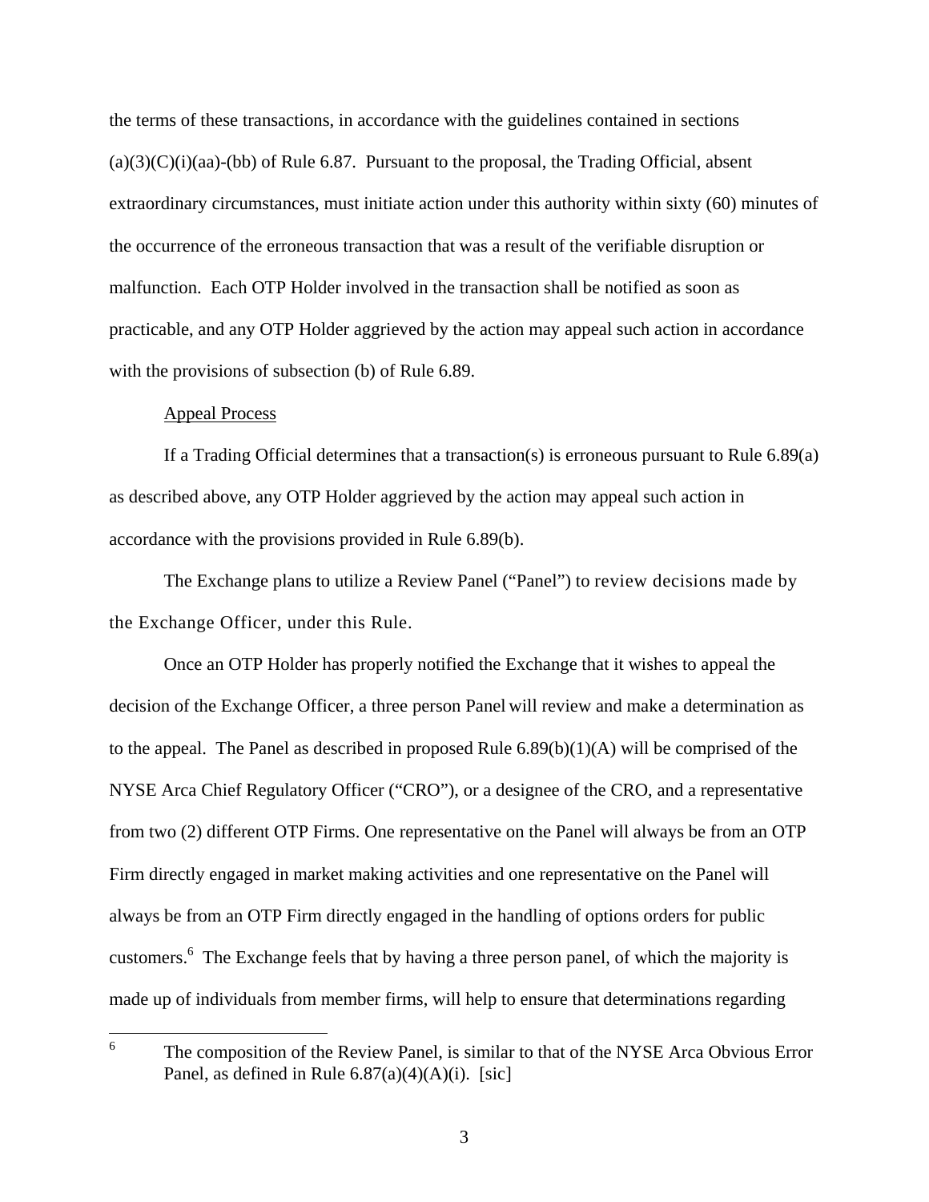the terms of these transactions, in accordance with the guidelines contained in sections (a)(3)(C)(i)(aa)-(bb) of Rule 6.87. Pursuant to the proposal, the Trading Official, absent extraordinary circumstances, must initiate action under this authority within sixty (60) minutes of the occurrence of the erroneous transaction that was a result of the verifiable disruption or malfunction. Each OTP Holder involved in the transaction shall be notified as soon as practicable, and any OTP Holder aggrieved by the action may appeal such action in accordance with the provisions of subsection (b) of Rule 6.89.

<u>Appeal Process</u>

If a Trading Official determines that a transaction(s) is erroneous pursuant to Rule 6.89(a) as described above, any OTP Holder aggrieved by the action may appeal such action in accordance with the provisions provided in Rule 6.89(b).

The Exchange plans to utilize a Review Panel ("Panel") to review decisions made by the Exchange Officer, under this Rule.

Once an OTP Holder has properly notified the Exchange that it wishes to appeal the decision of the Exchange Officer, a three person Panel will review and make a determination as to the appeal. The Panel as described in proposed Rule 6.89(b)(1)(A) will be comprised of the NYSE Arca Chief Regulatory Officer ("CRO"), or a designee of the CRO, and a representative from two (2) different OTP Firms. One representative on the Panel will always be from an OTP Firm directly engaged in market making activities and one representative on the Panel will always be from an OTP Firm directly engaged in the handling of options orders for public customers.[6] The Exchange feels that by having a three person panel, of which the majority is made up of individuals from member firms, will help to ensure that determinations regarding

[6] The composition of the Review Panel, is similar to that of the NYSE Arca Obvious Error Panel, as defined in Rule 6.87(a)(4)(A)(i). [sic]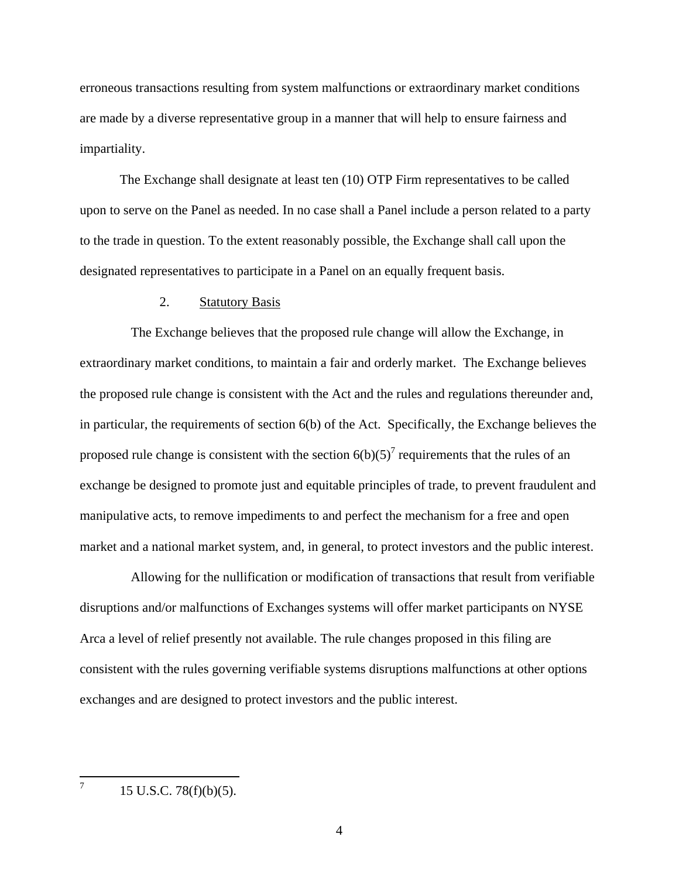erroneous transactions resulting from system malfunctions or extraordinary market conditions are made by a diverse representative group in a manner that will help to ensure fairness and impartiality.

The Exchange shall designate at least ten (10) OTP Firm representatives to be called upon to serve on the Panel as needed. In no case shall a Panel include a person related to a party to the trade in question. To the extent reasonably possible, the Exchange shall call upon the designated representatives to participate in a Panel on an equally frequent basis.

2. Statutory Basis

The Exchange believes that the proposed rule change will allow the Exchange, in extraordinary market conditions, to maintain a fair and orderly market. The Exchange believes the proposed rule change is consistent with the Act and the rules and regulations thereunder and, in particular, the requirements of section 6(b) of the Act. Specifically, the Exchange believes the proposed rule change is consistent with the section 6(b)(5)[7] requirements that the rules of an exchange be designed to promote just and equitable principles of trade, to prevent fraudulent and manipulative acts, to remove impediments to and perfect the mechanism for a free and open market and a national market system, and, in general, to protect investors and the public interest.

Allowing for the nullification or modification of transactions that result from verifiable disruptions and/or malfunctions of Exchanges systems will offer market participants on NYSE Arca a level of relief presently not available. The rule changes proposed in this filing are consistent with the rules governing verifiable systems disruptions malfunctions at other options exchanges and are designed to protect investors and the public interest.

---

[7] 15 U.S.C. 78(f)(b)(5).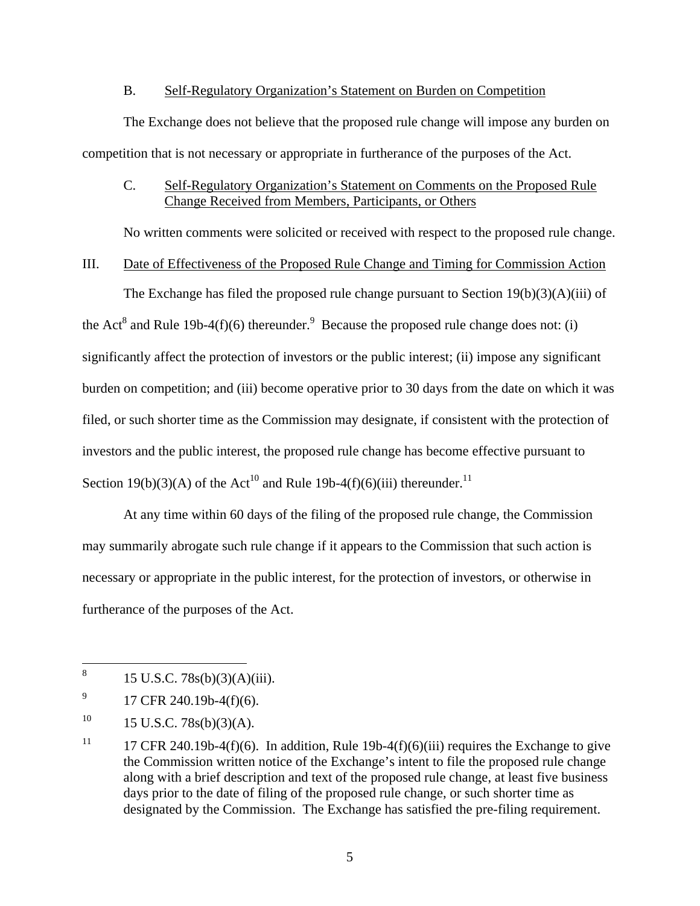B. Self-Regulatory Organization's Statement on Burden on Competition

The Exchange does not believe that the proposed rule change will impose any burden on competition that is not necessary or appropriate in furtherance of the purposes of the Act.

C. Self-Regulatory Organization's Statement on Comments on the Proposed Rule Change Received from Members, Participants, or Others

No written comments were solicited or received with respect to the proposed rule change.

III. Date of Effectiveness of the Proposed Rule Change and Timing for Commission Action

The Exchange has filed the proposed rule change pursuant to Section 19(b)(3)(A)(iii) of the Act[8] and Rule 19b-4(f)(6) thereunder.[9] Because the proposed rule change does not: (i) significantly affect the protection of investors or the public interest; (ii) impose any significant burden on competition; and (iii) become operative prior to 30 days from the date on which it was filed, or such shorter time as the Commission may designate, if consistent with the protection of investors and the public interest, the proposed rule change has become effective pursuant to Section 19(b)(3)(A) of the Act[10] and Rule 19b-4(f)(6)(iii) thereunder.[11]

At any time within 60 days of the filing of the proposed rule change, the Commission may summarily abrogate such rule change if it appears to the Commission that such action is necessary or appropriate in the public interest, for the protection of investors, or otherwise in furtherance of the purposes of the Act.

---

[8] 15 U.S.C. 78s(b)(3)(A)(iii).

[9] 17 CFR 240.19b-4(f)(6).

[10] 15 U.S.C. 78s(b)(3)(A).

[11] 17 CFR 240.19b-4(f)(6). In addition, Rule 19b-4(f)(6)(iii) requires the Exchange to give the Commission written notice of the Exchange's intent to file the proposed rule change along with a brief description and text of the proposed rule change, at least five business days prior to the date of filing of the proposed rule change, or such shorter time as designated by the Commission. The Exchange has satisfied the pre-filing requirement.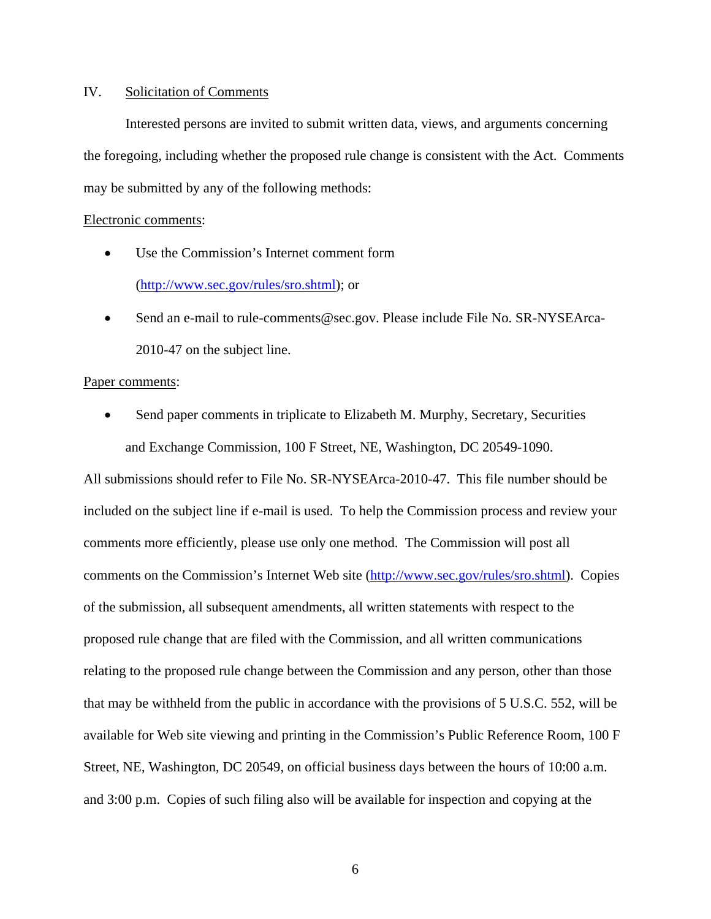IV. Solicitation of Comments

Interested persons are invited to submit written data, views, and arguments concerning the foregoing, including whether the proposed rule change is consistent with the Act. Comments may be submitted by any of the following methods:

Electronic comments:

- Use the Commission's Internet comment form (http://www.sec.gov/rules/sro.shtml); or
- Send an e-mail to rule-comments@sec.gov. Please include File No. SR-NYSEArca-2010-47 on the subject line.

Paper comments:

- Send paper comments in triplicate to Elizabeth M. Murphy, Secretary, Securities and Exchange Commission, 100 F Street, NE, Washington, DC 20549-1090.

All submissions should refer to File No. SR-NYSEArca-2010-47. This file number should be included on the subject line if e-mail is used. To help the Commission process and review your comments more efficiently, please use only one method. The Commission will post all comments on the Commission's Internet Web site (http://www.sec.gov/rules/sro.shtml). Copies of the submission, all subsequent amendments, all written statements with respect to the proposed rule change that are filed with the Commission, and all written communications relating to the proposed rule change between the Commission and any person, other than those that may be withheld from the public in accordance with the provisions of 5 U.S.C. 552, will be available for Web site viewing and printing in the Commission's Public Reference Room, 100 F Street, NE, Washington, DC 20549, on official business days between the hours of 10:00 a.m. and 3:00 p.m. Copies of such filing also will be available for inspection and copying at the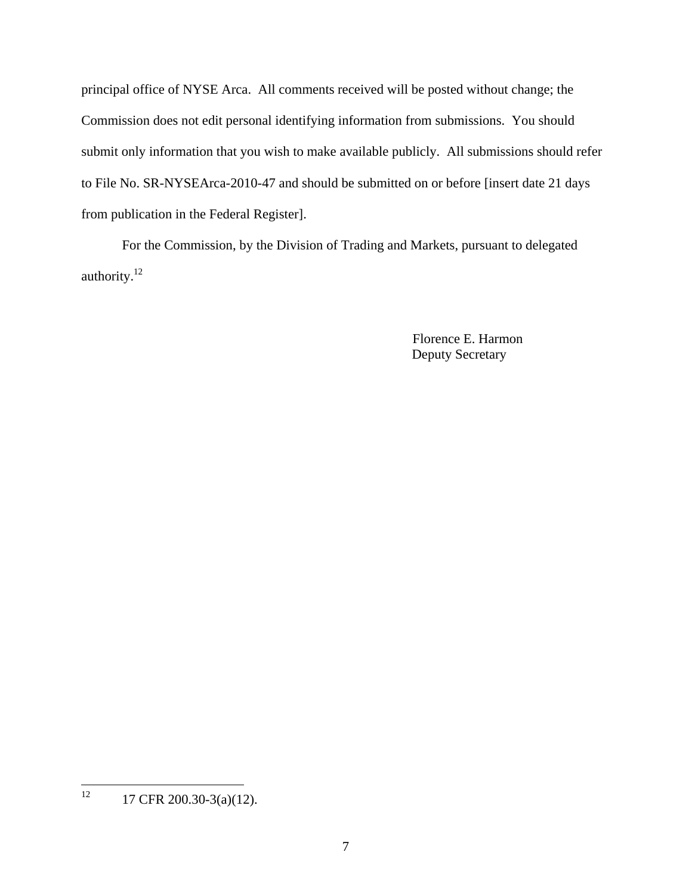principal office of NYSE Arca. All comments received will be posted without change; the Commission does not edit personal identifying information from submissions. You should submit only information that you wish to make available publicly. All submissions should refer to File No. SR-NYSEArca-2010-47 and should be submitted on or before [insert date 21 days from publication in the Federal Register].

For the Commission, by the Division of Trading and Markets, pursuant to delegated authority.[12]

Florence E. Harmon
Deputy Secretary

---

[12] 17 CFR 200.30-3(a)(12).